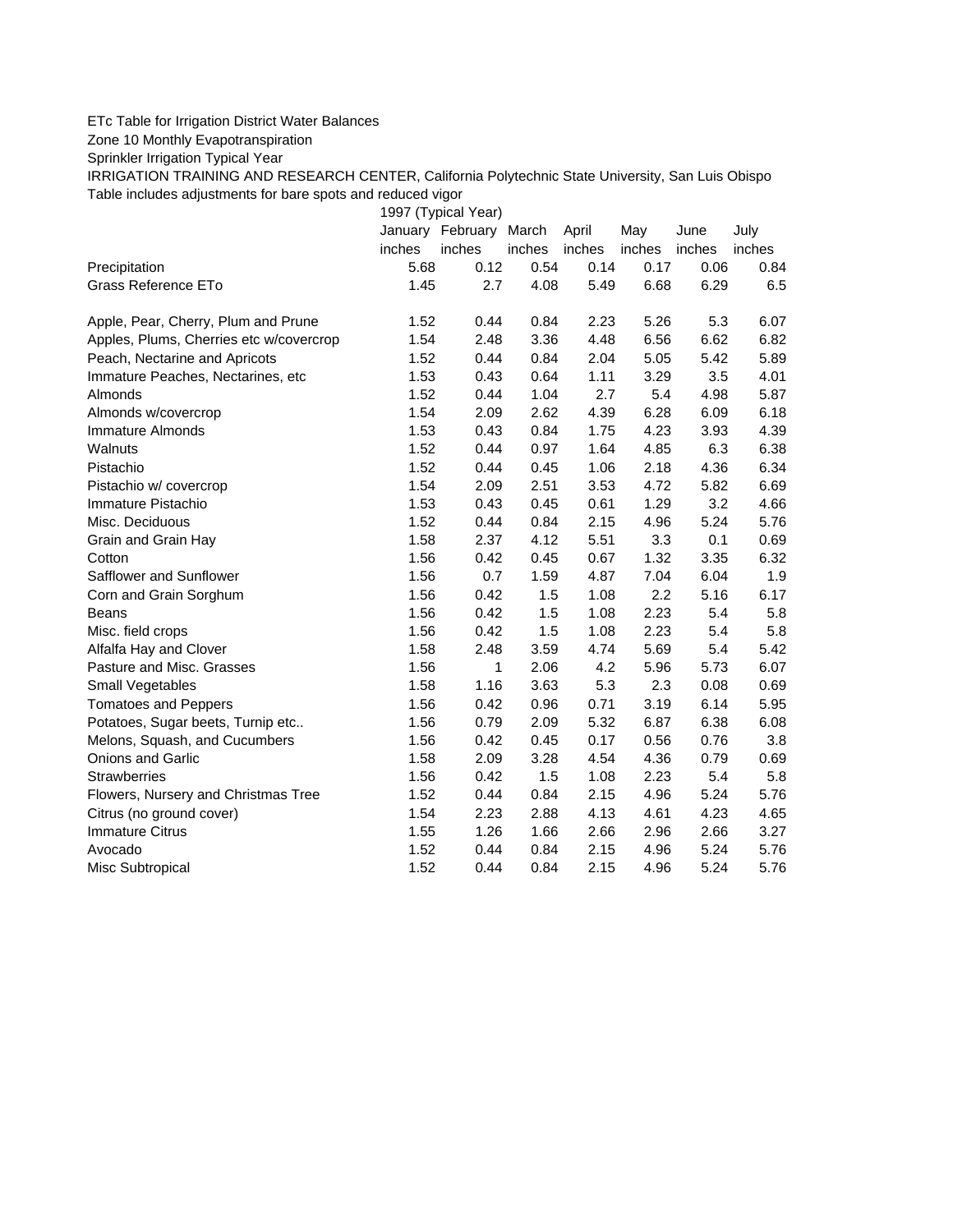ETc Table for Irrigation District Water Balances

Zone 10 Monthly Evapotranspiration

Sprinkler Irrigation Typical Year

IRRIGATION TRAINING AND RESEARCH CENTER, California Polytechnic State University, San Luis Obispo

Table includes adjustments for bare spots and reduced vigor

| | 1997 (Typical Year) | | | | | | |
|---|---|---|---|---|---|---|---|
| | January | February | March | April | May | June | July |
| | inches | inches | inches | inches | inches | inches | inches |
| Precipitation | 5.68 | 0.12 | 0.54 | 0.14 | 0.17 | 0.06 | 0.84 |
| Grass Reference ETo | 1.45 | 2.7 | 4.08 | 5.49 | 6.68 | 6.29 | 6.5 |
| | | | | | | | |
| Apple, Pear, Cherry, Plum and Prune | 1.52 | 0.44 | 0.84 | 2.23 | 5.26 | 5.3 | 6.07 |
| Apples, Plums, Cherries etc w/covercrop | 1.54 | 2.48 | 3.36 | 4.48 | 6.56 | 6.62 | 6.82 |
| Peach, Nectarine and Apricots | 1.52 | 0.44 | 0.84 | 2.04 | 5.05 | 5.42 | 5.89 |
| Immature Peaches, Nectarines, etc | 1.53 | 0.43 | 0.64 | 1.11 | 3.29 | 3.5 | 4.01 |
| Almonds | 1.52 | 0.44 | 1.04 | 2.7 | 5.4 | 4.98 | 5.87 |
| Almonds w/covercrop | 1.54 | 2.09 | 2.62 | 4.39 | 6.28 | 6.09 | 6.18 |
| Immature Almonds | 1.53 | 0.43 | 0.84 | 1.75 | 4.23 | 3.93 | 4.39 |
| Walnuts | 1.52 | 0.44 | 0.97 | 1.64 | 4.85 | 6.3 | 6.38 |
| Pistachio | 1.52 | 0.44 | 0.45 | 1.06 | 2.18 | 4.36 | 6.34 |
| Pistachio w/ covercrop | 1.54 | 2.09 | 2.51 | 3.53 | 4.72 | 5.82 | 6.69 |
| Immature Pistachio | 1.53 | 0.43 | 0.45 | 0.61 | 1.29 | 3.2 | 4.66 |
| Misc. Deciduous | 1.52 | 0.44 | 0.84 | 2.15 | 4.96 | 5.24 | 5.76 |
| Grain and Grain Hay | 1.58 | 2.37 | 4.12 | 5.51 | 3.3 | 0.1 | 0.69 |
| Cotton | 1.56 | 0.42 | 0.45 | 0.67 | 1.32 | 3.35 | 6.32 |
| Safflower and Sunflower | 1.56 | 0.7 | 1.59 | 4.87 | 7.04 | 6.04 | 1.9 |
| Corn and Grain Sorghum | 1.56 | 0.42 | 1.5 | 1.08 | 2.2 | 5.16 | 6.17 |
| Beans | 1.56 | 0.42 | 1.5 | 1.08 | 2.23 | 5.4 | 5.8 |
| Misc. field crops | 1.56 | 0.42 | 1.5 | 1.08 | 2.23 | 5.4 | 5.8 |
| Alfalfa Hay and Clover | 1.58 | 2.48 | 3.59 | 4.74 | 5.69 | 5.4 | 5.42 |
| Pasture and Misc. Grasses | 1.56 | 1 | 2.06 | 4.2 | 5.96 | 5.73 | 6.07 |
| Small Vegetables | 1.58 | 1.16 | 3.63 | 5.3 | 2.3 | 0.08 | 0.69 |
| Tomatoes and Peppers | 1.56 | 0.42 | 0.96 | 0.71 | 3.19 | 6.14 | 5.95 |
| Potatoes, Sugar beets, Turnip etc.. | 1.56 | 0.79 | 2.09 | 5.32 | 6.87 | 6.38 | 6.08 |
| Melons, Squash, and Cucumbers | 1.56 | 0.42 | 0.45 | 0.17 | 0.56 | 0.76 | 3.8 |
| Onions and Garlic | 1.58 | 2.09 | 3.28 | 4.54 | 4.36 | 0.79 | 0.69 |
| Strawberries | 1.56 | 0.42 | 1.5 | 1.08 | 2.23 | 5.4 | 5.8 |
| Flowers, Nursery and Christmas Tree | 1.52 | 0.44 | 0.84 | 2.15 | 4.96 | 5.24 | 5.76 |
| Citrus (no ground cover) | 1.54 | 2.23 | 2.88 | 4.13 | 4.61 | 4.23 | 4.65 |
| Immature Citrus | 1.55 | 1.26 | 1.66 | 2.66 | 2.96 | 2.66 | 3.27 |
| Avocado | 1.52 | 0.44 | 0.84 | 2.15 | 4.96 | 5.24 | 5.76 |
| Misc Subtropical | 1.52 | 0.44 | 0.84 | 2.15 | 4.96 | 5.24 | 5.76 |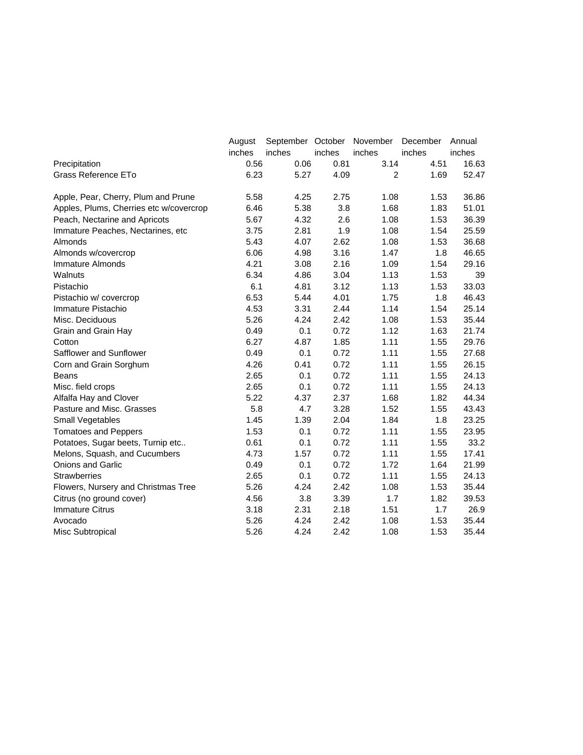| | August inches | September inches | October inches | November inches | December inches | Annual inches |
|---|---|---|---|---|---|---|
| Precipitation | 0.56 | 0.06 | 0.81 | 3.14 | 4.51 | 16.63 |
| Grass Reference ETo | 6.23 | 5.27 | 4.09 | 2 | 1.69 | 52.47 |
| | | | | | | |
| Apple, Pear, Cherry, Plum and Prune | 5.58 | 4.25 | 2.75 | 1.08 | 1.53 | 36.86 |
| Apples, Plums, Cherries etc w/covercrop | 6.46 | 5.38 | 3.8 | 1.68 | 1.83 | 51.01 |
| Peach, Nectarine and Apricots | 5.67 | 4.32 | 2.6 | 1.08 | 1.53 | 36.39 |
| Immature Peaches, Nectarines, etc | 3.75 | 2.81 | 1.9 | 1.08 | 1.54 | 25.59 |
| Almonds | 5.43 | 4.07 | 2.62 | 1.08 | 1.53 | 36.68 |
| Almonds w/covercrop | 6.06 | 4.98 | 3.16 | 1.47 | 1.8 | 46.65 |
| Immature Almonds | 4.21 | 3.08 | 2.16 | 1.09 | 1.54 | 29.16 |
| Walnuts | 6.34 | 4.86 | 3.04 | 1.13 | 1.53 | 39 |
| Pistachio | 6.1 | 4.81 | 3.12 | 1.13 | 1.53 | 33.03 |
| Pistachio w/ covercrop | 6.53 | 5.44 | 4.01 | 1.75 | 1.8 | 46.43 |
| Immature Pistachio | 4.53 | 3.31 | 2.44 | 1.14 | 1.54 | 25.14 |
| Misc. Deciduous | 5.26 | 4.24 | 2.42 | 1.08 | 1.53 | 35.44 |
| Grain and Grain Hay | 0.49 | 0.1 | 0.72 | 1.12 | 1.63 | 21.74 |
| Cotton | 6.27 | 4.87 | 1.85 | 1.11 | 1.55 | 29.76 |
| Safflower and Sunflower | 0.49 | 0.1 | 0.72 | 1.11 | 1.55 | 27.68 |
| Corn and Grain Sorghum | 4.26 | 0.41 | 0.72 | 1.11 | 1.55 | 26.15 |
| Beans | 2.65 | 0.1 | 0.72 | 1.11 | 1.55 | 24.13 |
| Misc. field crops | 2.65 | 0.1 | 0.72 | 1.11 | 1.55 | 24.13 |
| Alfalfa Hay and Clover | 5.22 | 4.37 | 2.37 | 1.68 | 1.82 | 44.34 |
| Pasture and Misc. Grasses | 5.8 | 4.7 | 3.28 | 1.52 | 1.55 | 43.43 |
| Small Vegetables | 1.45 | 1.39 | 2.04 | 1.84 | 1.8 | 23.25 |
| Tomatoes and Peppers | 1.53 | 0.1 | 0.72 | 1.11 | 1.55 | 23.95 |
| Potatoes, Sugar beets, Turnip etc.. | 0.61 | 0.1 | 0.72 | 1.11 | 1.55 | 33.2 |
| Melons, Squash, and Cucumbers | 4.73 | 1.57 | 0.72 | 1.11 | 1.55 | 17.41 |
| Onions and Garlic | 0.49 | 0.1 | 0.72 | 1.72 | 1.64 | 21.99 |
| Strawberries | 2.65 | 0.1 | 0.72 | 1.11 | 1.55 | 24.13 |
| Flowers, Nursery and Christmas Tree | 5.26 | 4.24 | 2.42 | 1.08 | 1.53 | 35.44 |
| Citrus (no ground cover) | 4.56 | 3.8 | 3.39 | 1.7 | 1.82 | 39.53 |
| Immature Citrus | 3.18 | 2.31 | 2.18 | 1.51 | 1.7 | 26.9 |
| Avocado | 5.26 | 4.24 | 2.42 | 1.08 | 1.53 | 35.44 |
| Misc Subtropical | 5.26 | 4.24 | 2.42 | 1.08 | 1.53 | 35.44 |